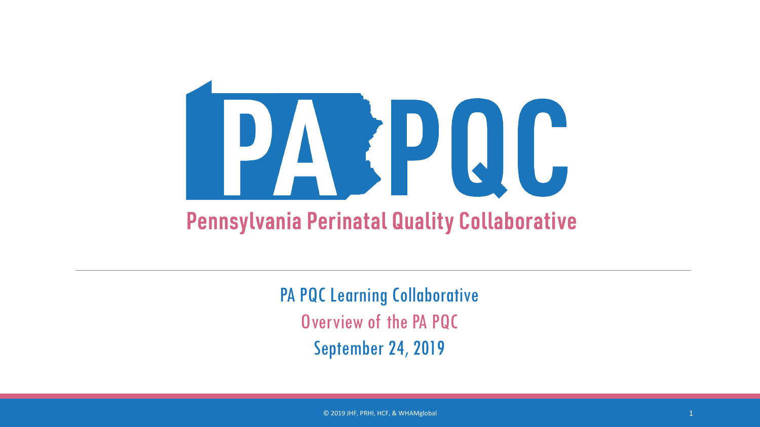# PA PQC

## Pennsylvania Perinatal Quality Collaborative

PA PQC Learning Collaborative

Overview of the PA PQC

September 24, 2019

© 2019 JHF, PRHI, HCF, & WHAMglobal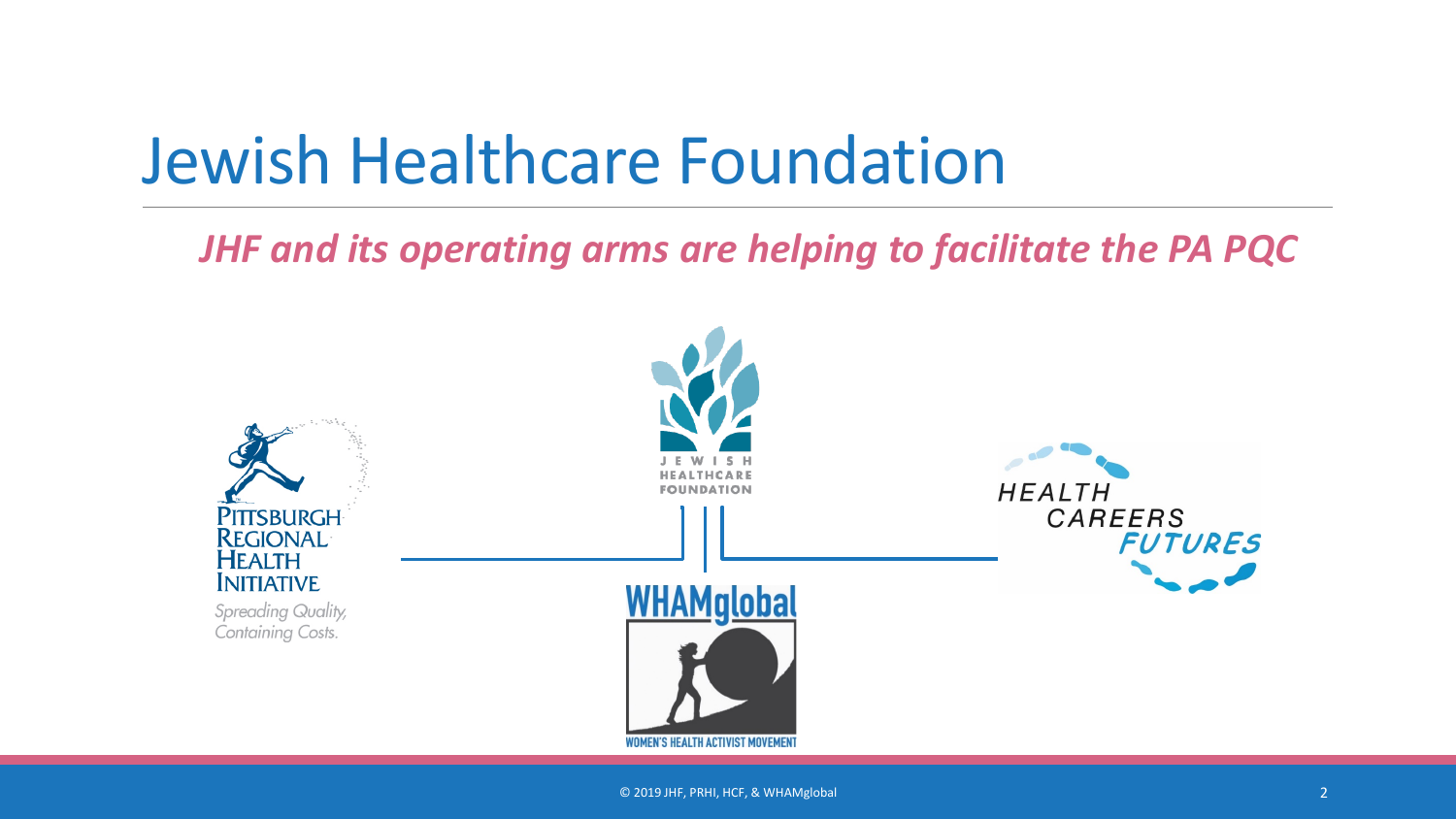# Jewish Healthcare Foundation

***JHF and its operating arms are helping to facilitate the PA PQC***

Pittsburgh Regional Health Initiative

*Spreading Quality, Containing Costs.*

Jewish Healthcare Foundation

Health Careers Futures

WHAMglobal

Women's Health Activist Movement

© 2019 JHF, PRHI, HCF, & WHAMglobal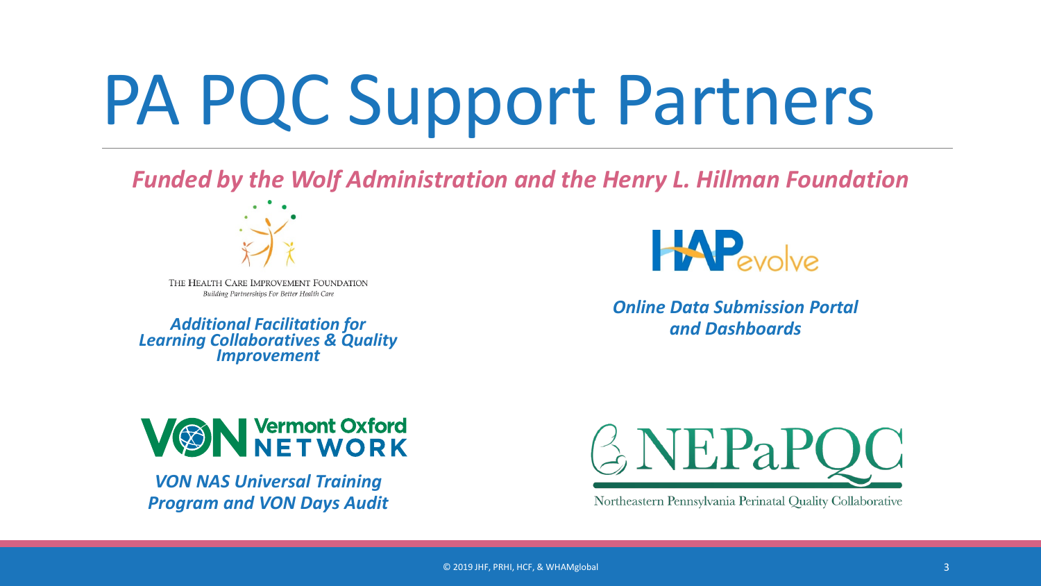# PA PQC Support Partners

***Funded by the Wolf Administration and the Henry L. Hillman Foundation***

THE HEALTH CARE IMPROVEMENT FOUNDATION
*Building Partnerships For Better Health Care*

***Additional Facilitation for Learning Collaboratives & Quality Improvement***

HAP evolve

***Online Data Submission Portal and Dashboards***

Vermont Oxford NETWORK

***VON NAS Universal Training Program and VON Days Audit***

NEPaPQC
Northeastern Pennsylvania Perinatal Quality Collaborative

© 2019 JHF, PRHI, HCF, & WHAMglobal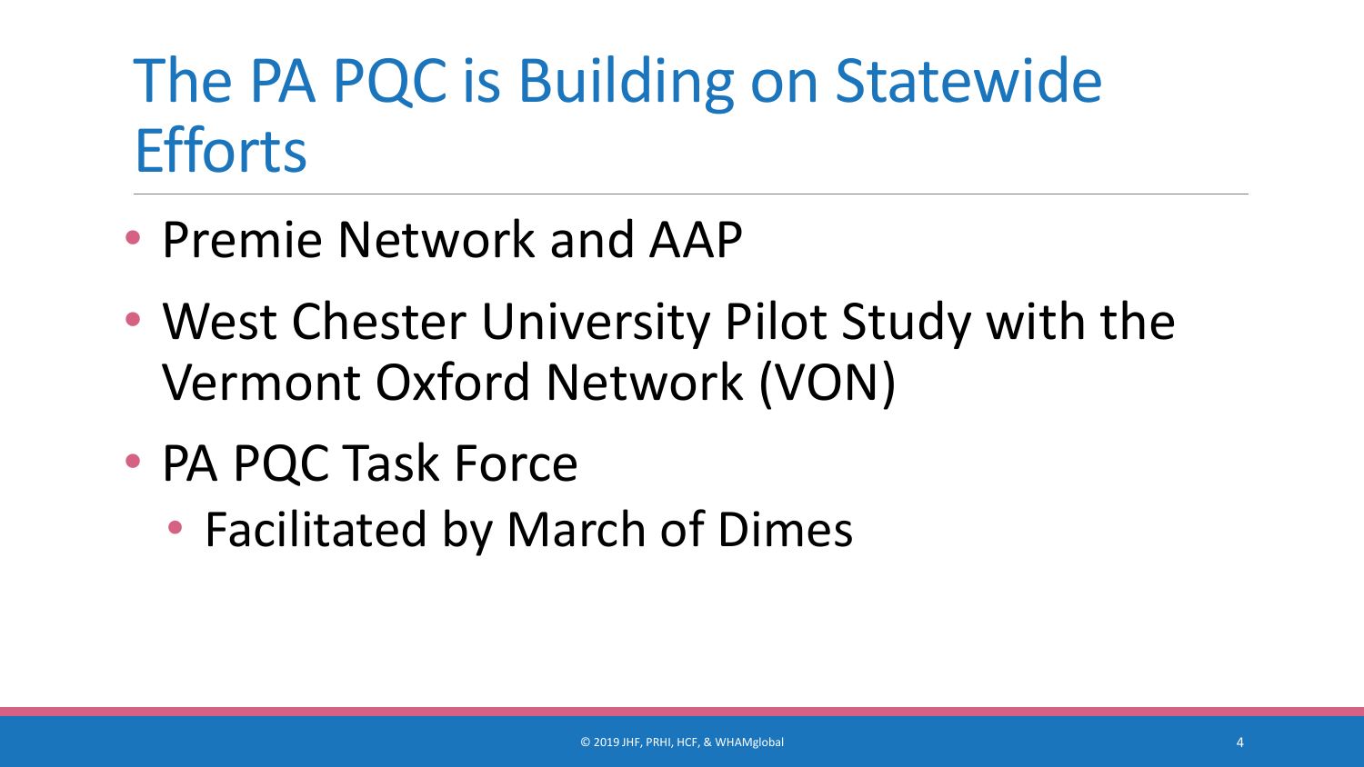# The PA PQC is Building on Statewide Efforts

- Premie Network and AAP
- West Chester University Pilot Study with the Vermont Oxford Network (VON)
- PA PQC Task Force
  - Facilitated by March of Dimes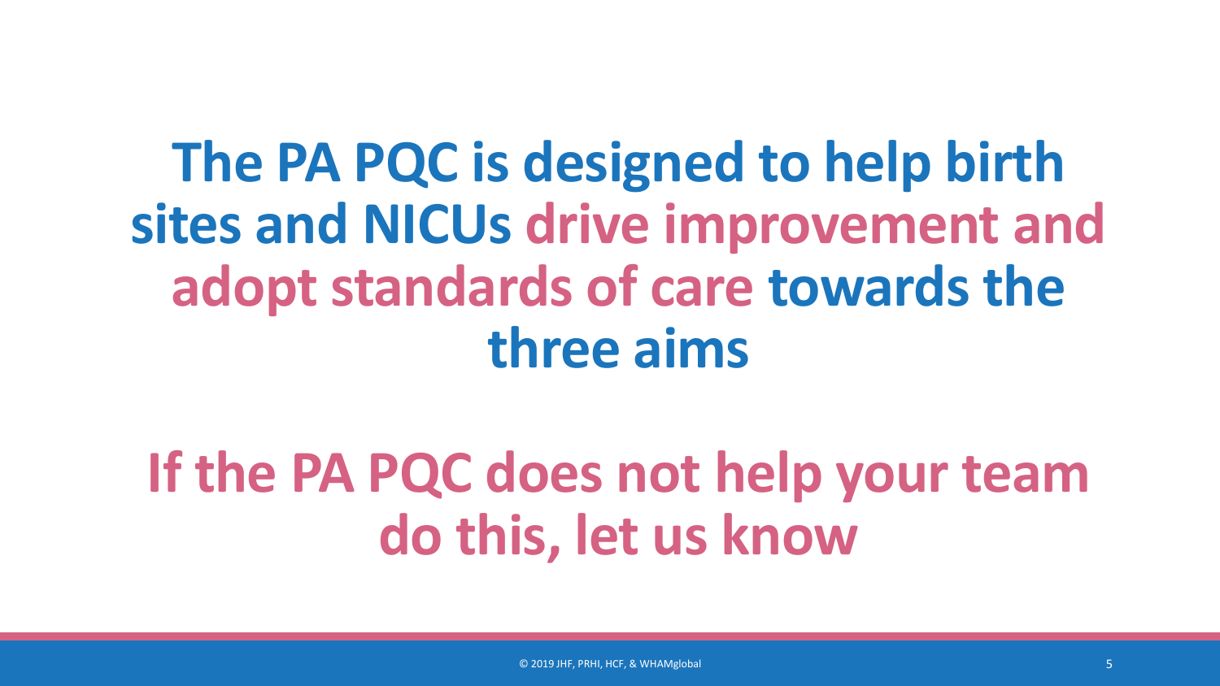**The PA PQC is designed to help birth sites and NICUs drive improvement and adopt standards of care towards the three aims**

**If the PA PQC does not help your team do this, let us know**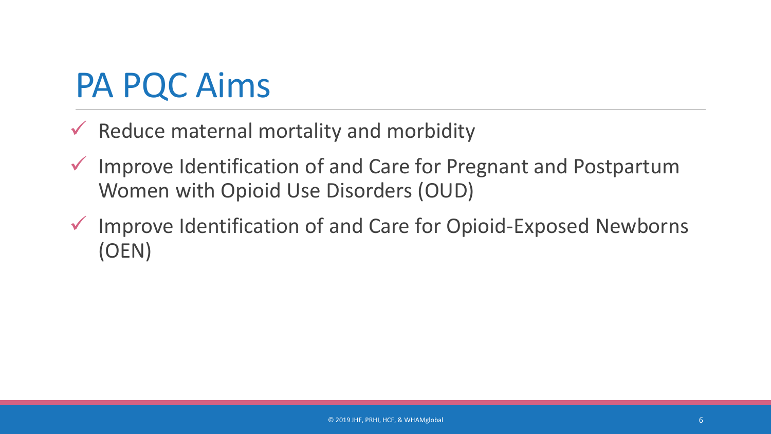# PA PQC Aims

- ✓ Reduce maternal mortality and morbidity
- ✓ Improve Identification of and Care for Pregnant and Postpartum Women with Opioid Use Disorders (OUD)
- ✓ Improve Identification of and Care for Opioid-Exposed Newborns (OEN)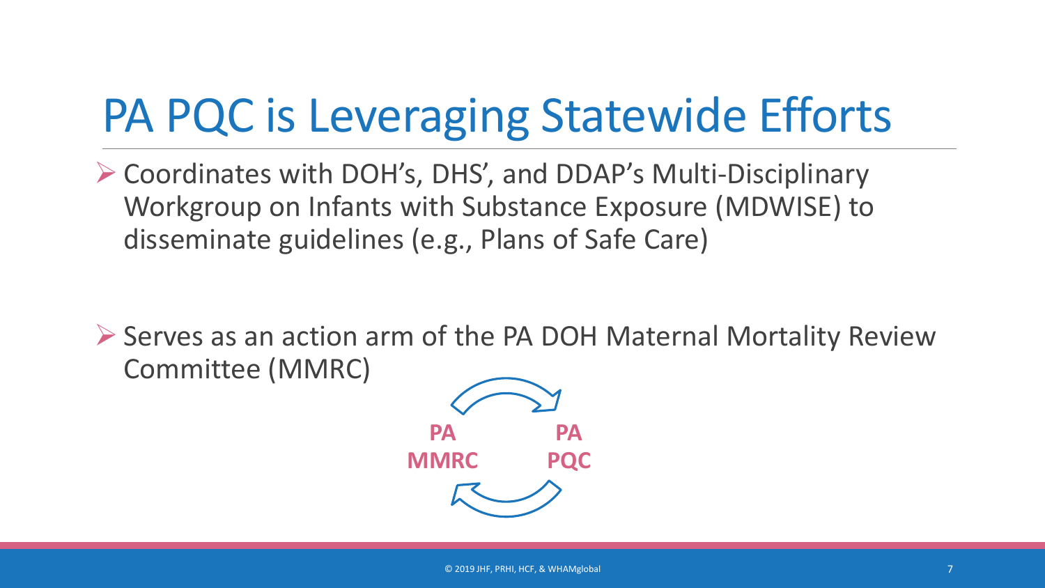# PA PQC is Leveraging Statewide Efforts

- Coordinates with DOH's, DHS', and DDAP's Multi-Disciplinary Workgroup on Infants with Substance Exposure (MDWISE) to disseminate guidelines (e.g., Plans of Safe Care)

- Serves as an action arm of the PA DOH Maternal Mortality Review Committee (MMRC)

**PA MMRC** **PA PQC**

© 2019 JHF, PRHI, HCF, & WHAMglobal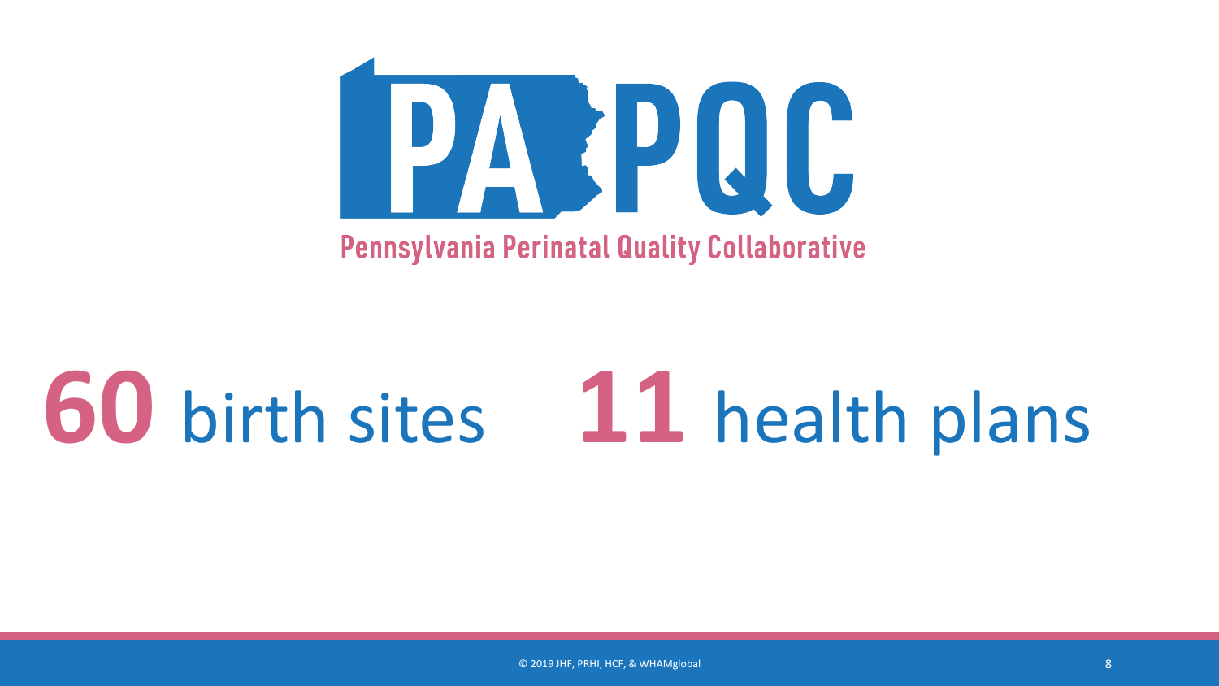# PA PQC

**Pennsylvania Perinatal Quality Collaborative**

**60** birth sites **11** health plans

© 2019 JHF, PRHI, HCF, & WHAMglobal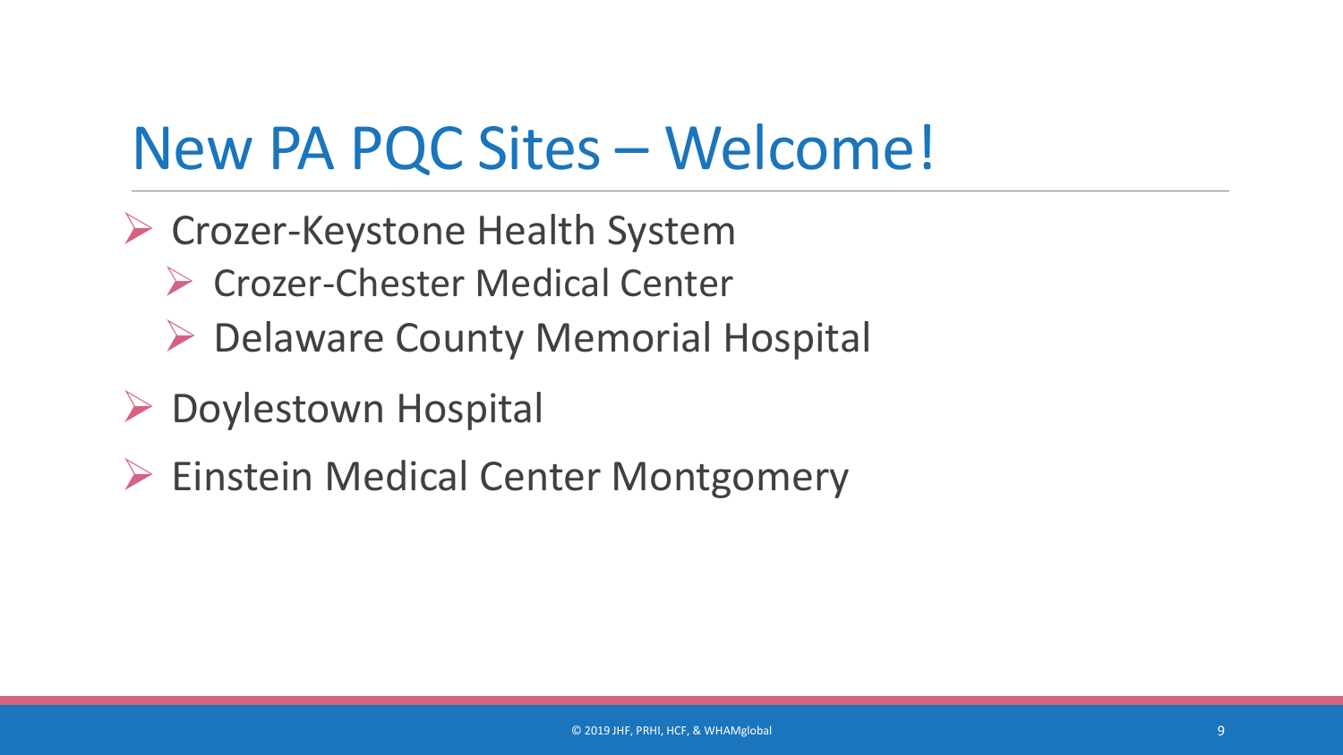# New PA PQC Sites – Welcome!

- Crozer-Keystone Health System
  - Crozer-Chester Medical Center
  - Delaware County Memorial Hospital
- Doylestown Hospital
- Einstein Medical Center Montgomery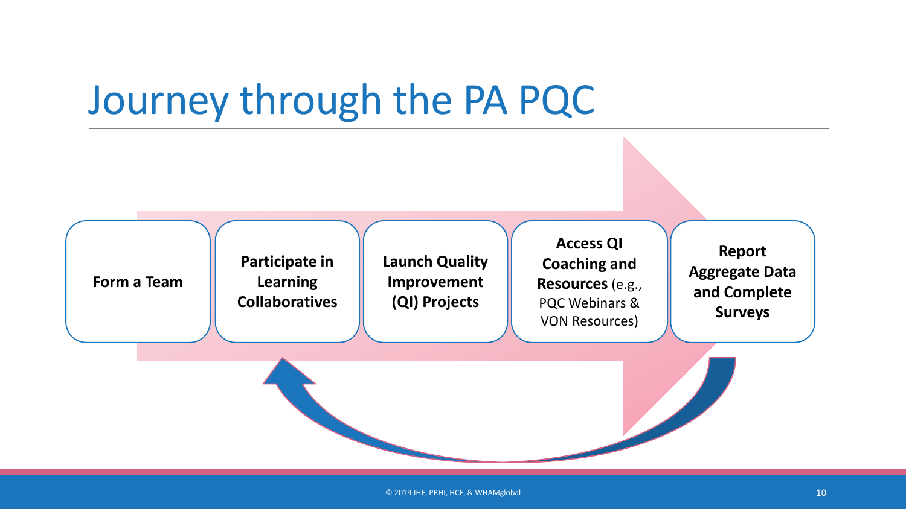# Journey through the PA PQC

- **Form a Team**
- **Participate in Learning Collaboratives**
- **Launch Quality Improvement (QI) Projects**
- **Access QI Coaching and Resources** (e.g., PQC Webinars & VON Resources)
- **Report Aggregate Data and Complete Surveys**

© 2019 JHF, PRHI, HCF, & WHAMglobal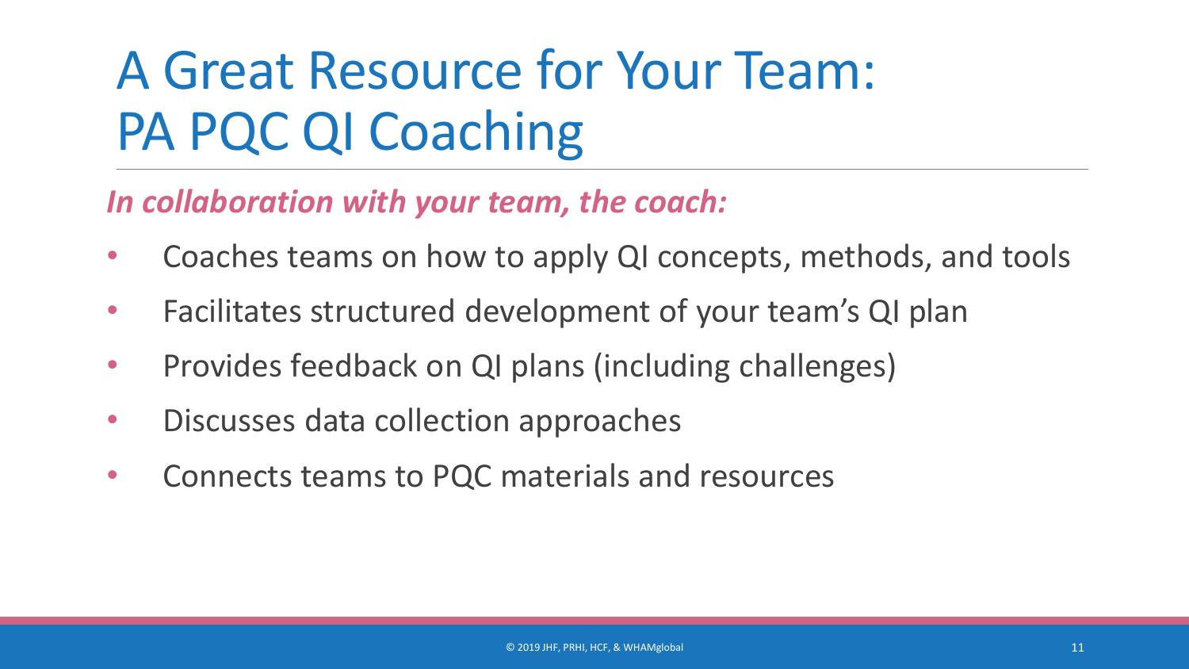# A Great Resource for Your Team: PA PQC QI Coaching

***In collaboration with your team, the coach:***

- Coaches teams on how to apply QI concepts, methods, and tools
- Facilitates structured development of your team's QI plan
- Provides feedback on QI plans (including challenges)
- Discusses data collection approaches
- Connects teams to PQC materials and resources

© 2019 JHF, PRHI, HCF, & WHAMglobal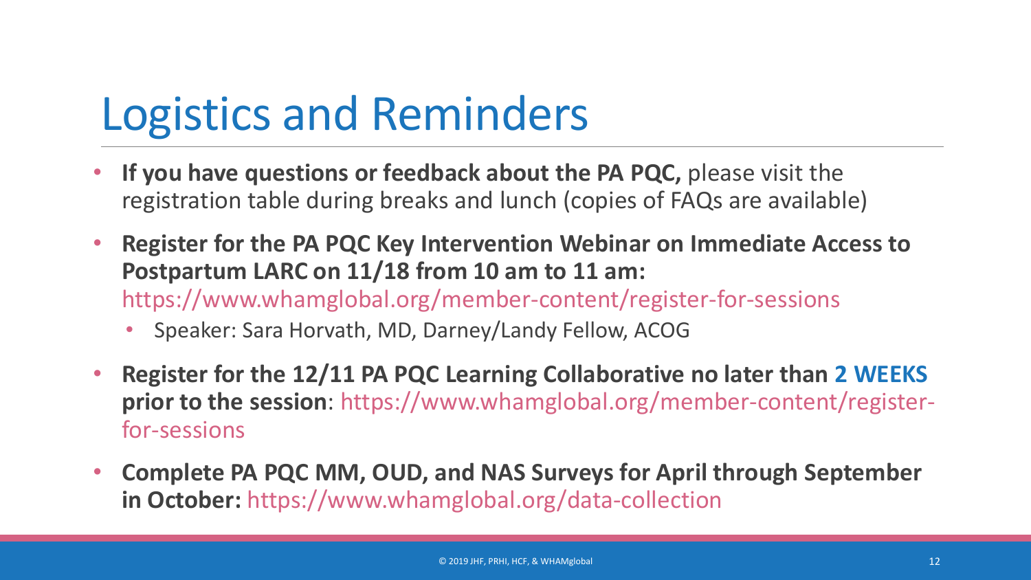# Logistics and Reminders

- **If you have questions or feedback about the PA PQC,** please visit the registration table during breaks and lunch (copies of FAQs are available)
- **Register for the PA PQC Key Intervention Webinar on Immediate Access to Postpartum LARC on 11/18 from 10 am to 11 am:** https://www.whamglobal.org/member-content/register-for-sessions
  - Speaker: Sara Horvath, MD, Darney/Landy Fellow, ACOG
- **Register for the 12/11 PA PQC Learning Collaborative no later than 2 WEEKS prior to the session**: https://www.whamglobal.org/member-content/register-for-sessions
- **Complete PA PQC MM, OUD, and NAS Surveys for April through September in October:** https://www.whamglobal.org/data-collection

© 2019 JHF, PRHI, HCF, & WHAMglobal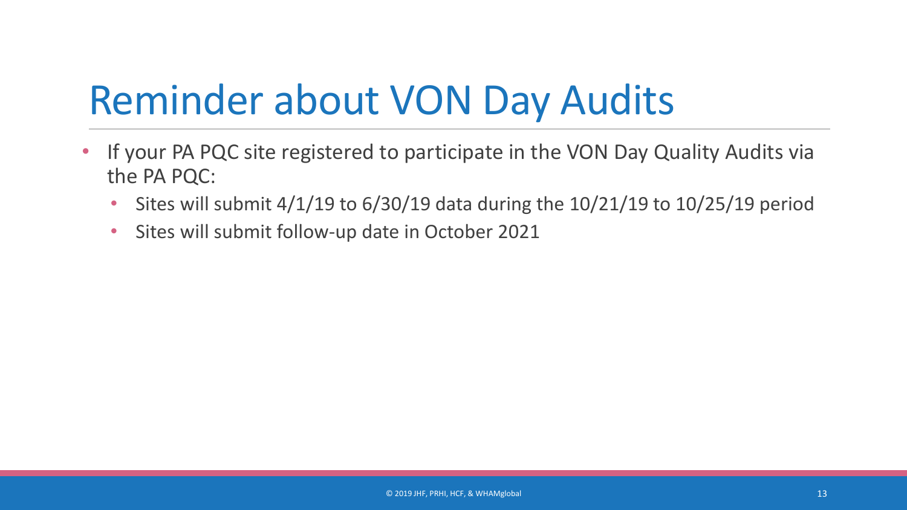# Reminder about VON Day Audits

- If your PA PQC site registered to participate in the VON Day Quality Audits via the PA PQC:
  - Sites will submit 4/1/19 to 6/30/19 data during the 10/21/19 to 10/25/19 period
  - Sites will submit follow-up date in October 2021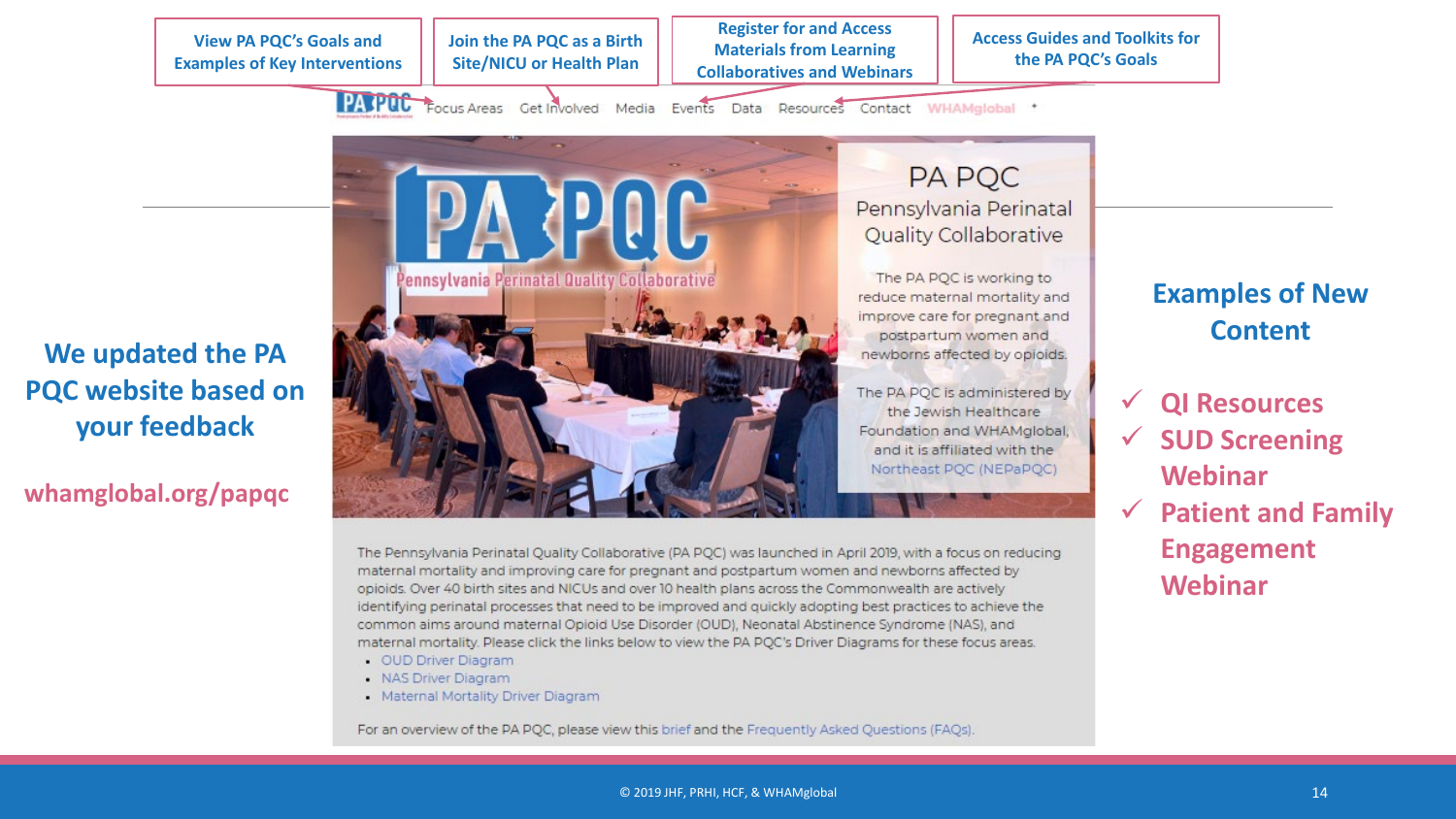**View PA PQC's Goals and Examples of Key Interventions**

**Join the PA PQC as a Birth Site/NICU or Health Plan**

**Register for and Access Materials from Learning Collaboratives and Webinars**

**Access Guides and Toolkits for the PA PQC's Goals**

Focus Areas | Get Involved | Media | Events | Data | Resources | Contact | WHAMglobal

## We updated the PA PQC website based on your feedback

**whamglobal.org/papqc**

### PA PQC

Pennsylvania Perinatal Quality Collaborative

The PA PQC is working to reduce maternal mortality and improve care for pregnant and postpartum women and newborns affected by opioids.

The PA PQC is administered by the Jewish Healthcare Foundation and WHAMglobal, and it is affiliated with the Northeast PQC (NEPaPQC)

The Pennsylvania Perinatal Quality Collaborative (PA PQC) was launched in April 2019, with a focus on reducing maternal mortality and improving care for pregnant and postpartum women and newborns affected by opioids. Over 40 birth sites and NICUs and over 10 health plans across the Commonwealth are actively identifying perinatal processes that need to be improved and quickly adopting best practices to achieve the common aims around maternal Opioid Use Disorder (OUD), Neonatal Abstinence Syndrome (NAS), and maternal mortality. Please click the links below to view the PA PQC's Driver Diagrams for these focus areas.

- OUD Driver Diagram
- NAS Driver Diagram
- Maternal Mortality Driver Diagram

For an overview of the PA PQC, please view this brief and the Frequently Asked Questions (FAQs).

## Examples of New Content

- ✓ QI Resources
- ✓ SUD Screening Webinar
- ✓ Patient and Family Engagement Webinar

© 2019 JHF, PRHI, HCF, & WHAMglobal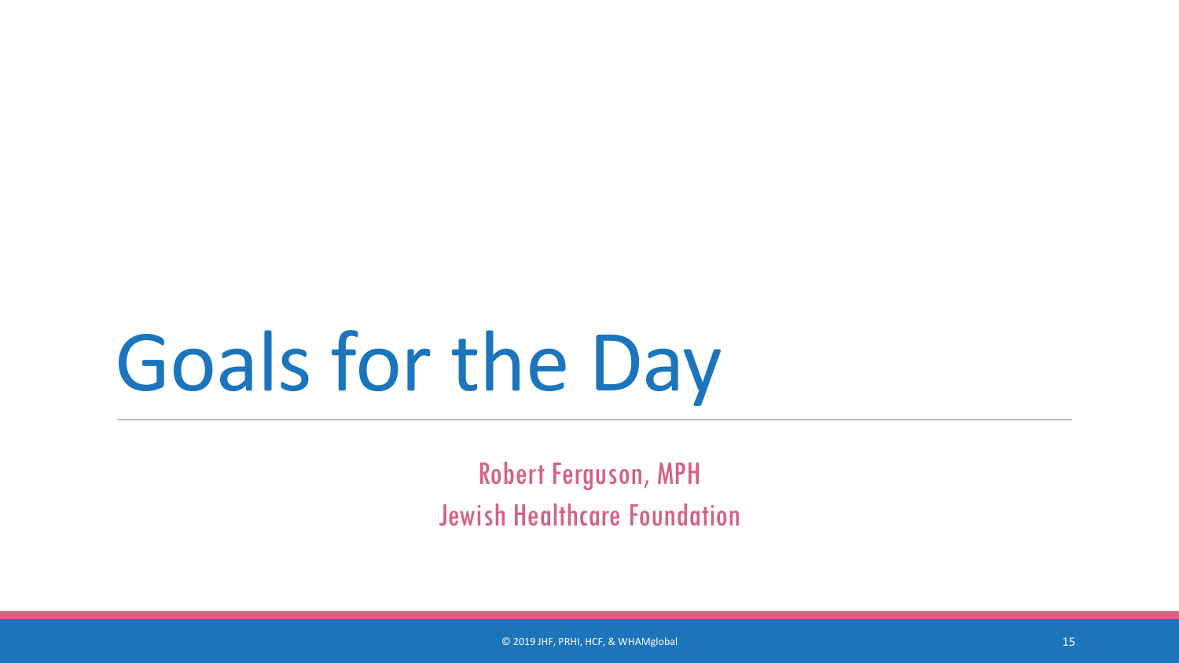# Goals for the Day

Robert Ferguson, MPH
Jewish Healthcare Foundation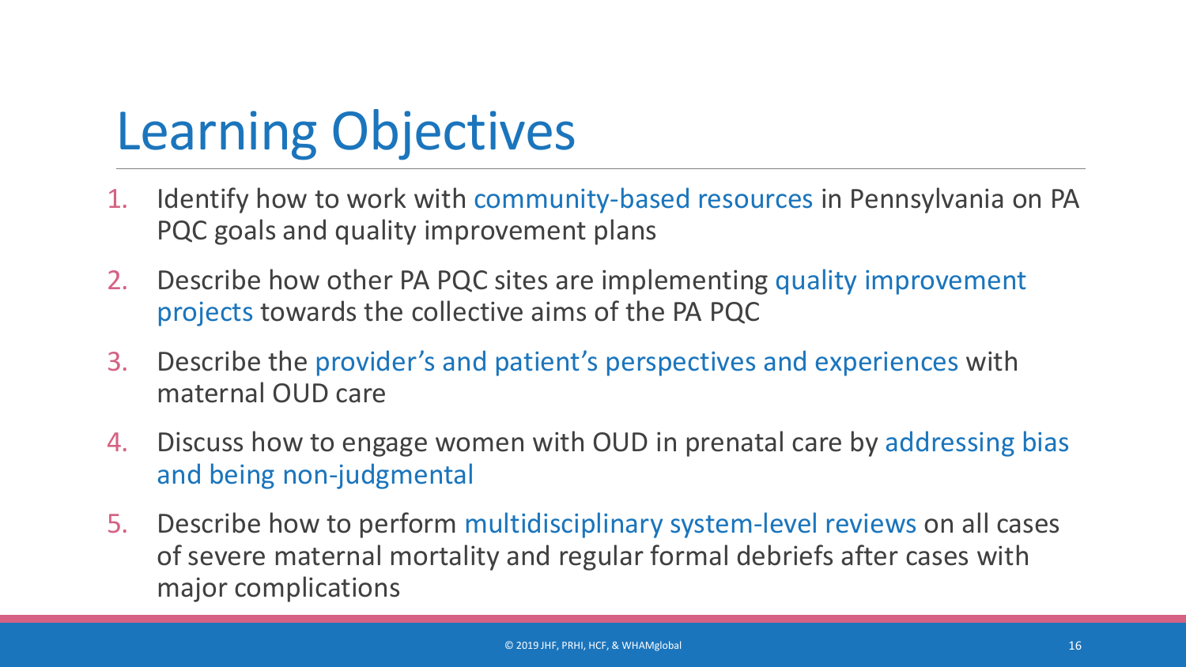# Learning Objectives

1. Identify how to work with community-based resources in Pennsylvania on PA PQC goals and quality improvement plans
2. Describe how other PA PQC sites are implementing quality improvement projects towards the collective aims of the PA PQC
3. Describe the provider's and patient's perspectives and experiences with maternal OUD care
4. Discuss how to engage women with OUD in prenatal care by addressing bias and being non-judgmental
5. Describe how to perform multidisciplinary system-level reviews on all cases of severe maternal mortality and regular formal debriefs after cases with major complications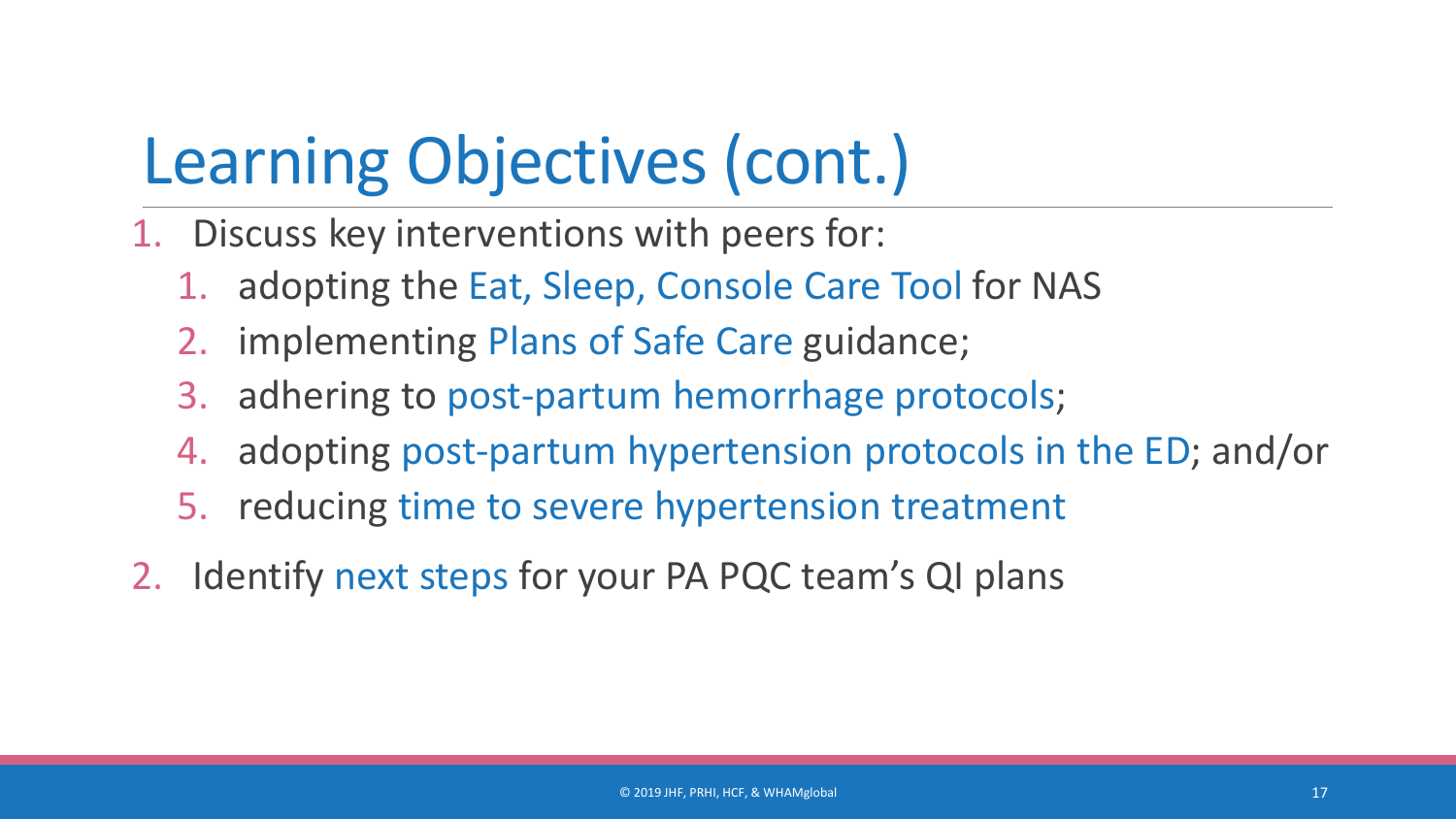# Learning Objectives (cont.)

1. Discuss key interventions with peers for:
   1. adopting the Eat, Sleep, Console Care Tool for NAS
   2. implementing Plans of Safe Care guidance;
   3. adhering to post-partum hemorrhage protocols;
   4. adopting post-partum hypertension protocols in the ED; and/or
   5. reducing time to severe hypertension treatment
2. Identify next steps for your PA PQC team's QI plans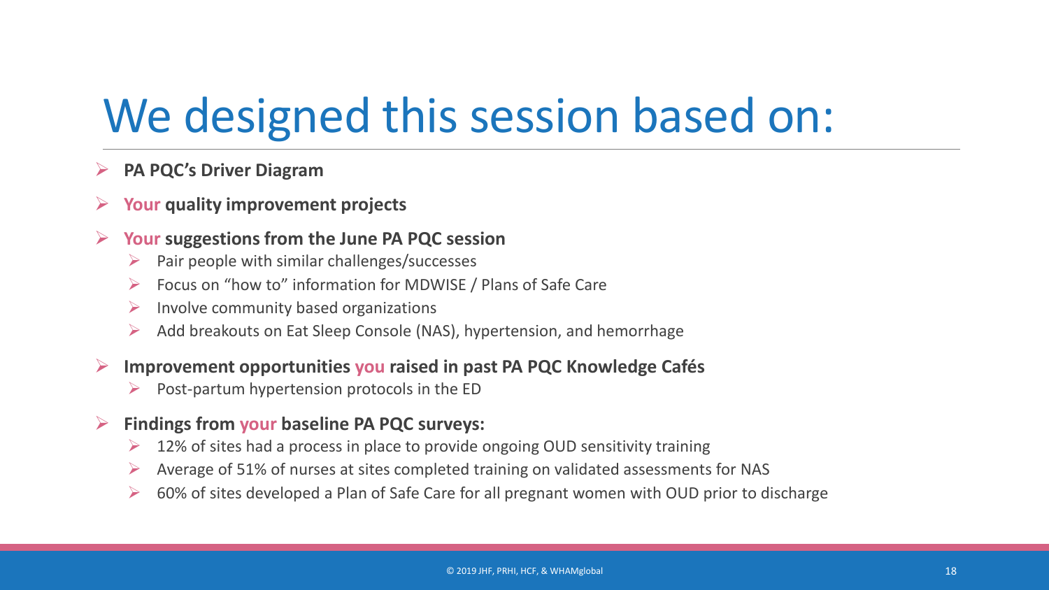# We designed this session based on:

- **PA PQC's Driver Diagram**
- **Your quality improvement projects**
- **Your suggestions from the June PA PQC session**
  - Pair people with similar challenges/successes
  - Focus on "how to" information for MDWISE / Plans of Safe Care
  - Involve community based organizations
  - Add breakouts on Eat Sleep Console (NAS), hypertension, and hemorrhage
- **Improvement opportunities you raised in past PA PQC Knowledge Cafés**
  - Post-partum hypertension protocols in the ED
- **Findings from your baseline PA PQC surveys:**
  - 12% of sites had a process in place to provide ongoing OUD sensitivity training
  - Average of 51% of nurses at sites completed training on validated assessments for NAS
  - 60% of sites developed a Plan of Safe Care for all pregnant women with OUD prior to discharge

© 2019 JHF, PRHI, HCF, & WHAMglobal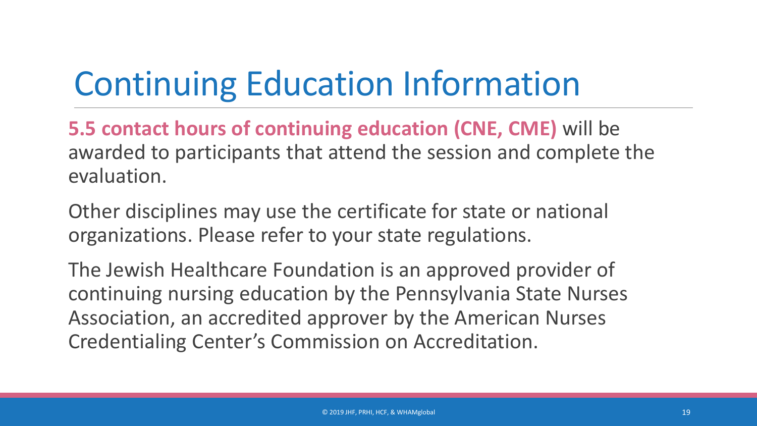# Continuing Education Information

**5.5 contact hours of continuing education (CNE, CME)** will be awarded to participants that attend the session and complete the evaluation.

Other disciplines may use the certificate for state or national organizations. Please refer to your state regulations.

The Jewish Healthcare Foundation is an approved provider of continuing nursing education by the Pennsylvania State Nurses Association, an accredited approver by the American Nurses Credentialing Center's Commission on Accreditation.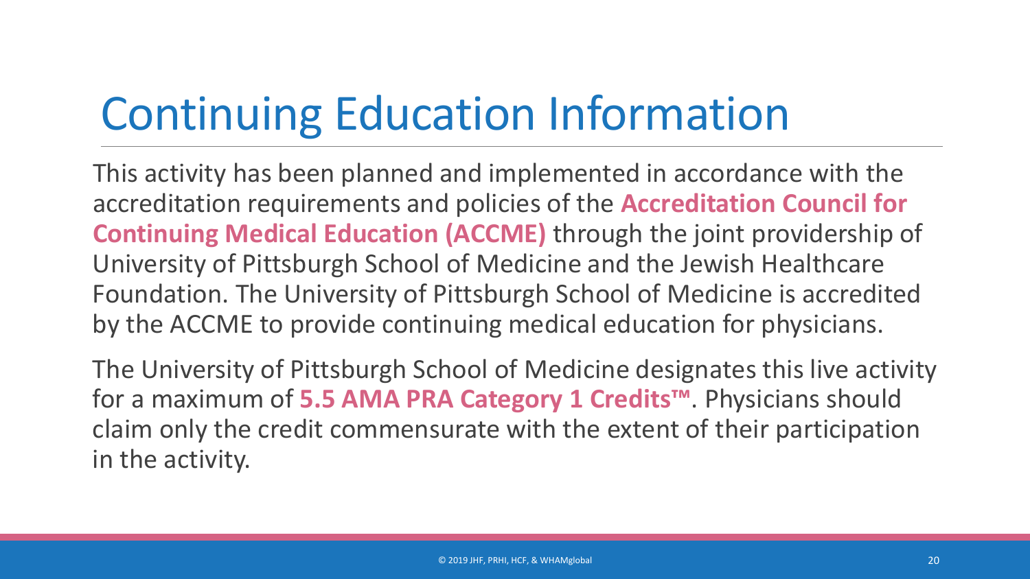# Continuing Education Information

This activity has been planned and implemented in accordance with the accreditation requirements and policies of the **Accreditation Council for Continuing Medical Education (ACCME)** through the joint providership of University of Pittsburgh School of Medicine and the Jewish Healthcare Foundation. The University of Pittsburgh School of Medicine is accredited by the ACCME to provide continuing medical education for physicians.

The University of Pittsburgh School of Medicine designates this live activity for a maximum of **5.5 AMA PRA Category 1 Credits™**. Physicians should claim only the credit commensurate with the extent of their participation in the activity.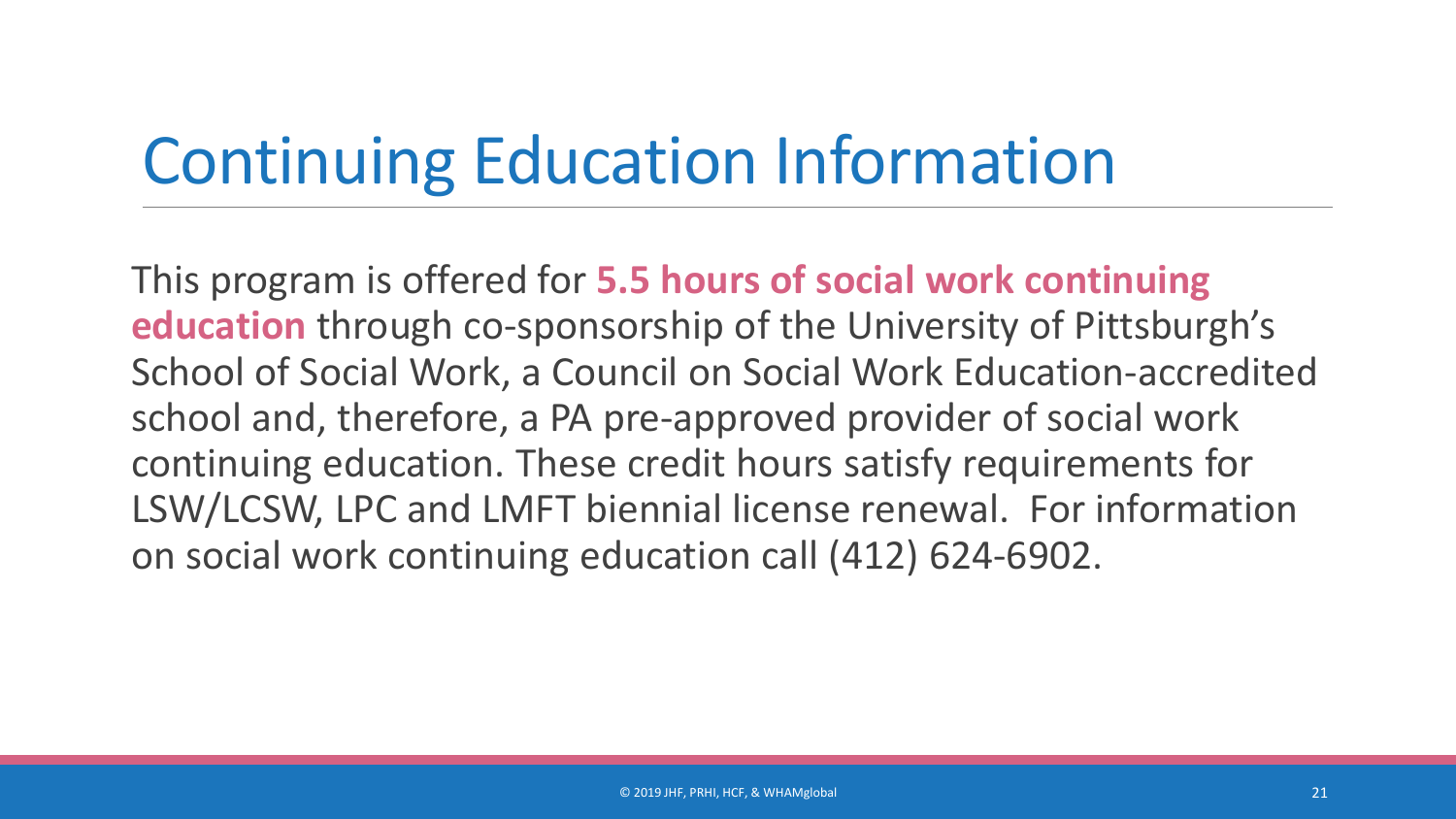# Continuing Education Information

This program is offered for **5.5 hours of social work continuing education** through co-sponsorship of the University of Pittsburgh's School of Social Work, a Council on Social Work Education-accredited school and, therefore, a PA pre-approved provider of social work continuing education. These credit hours satisfy requirements for LSW/LCSW, LPC and LMFT biennial license renewal. For information on social work continuing education call (412) 624-6902.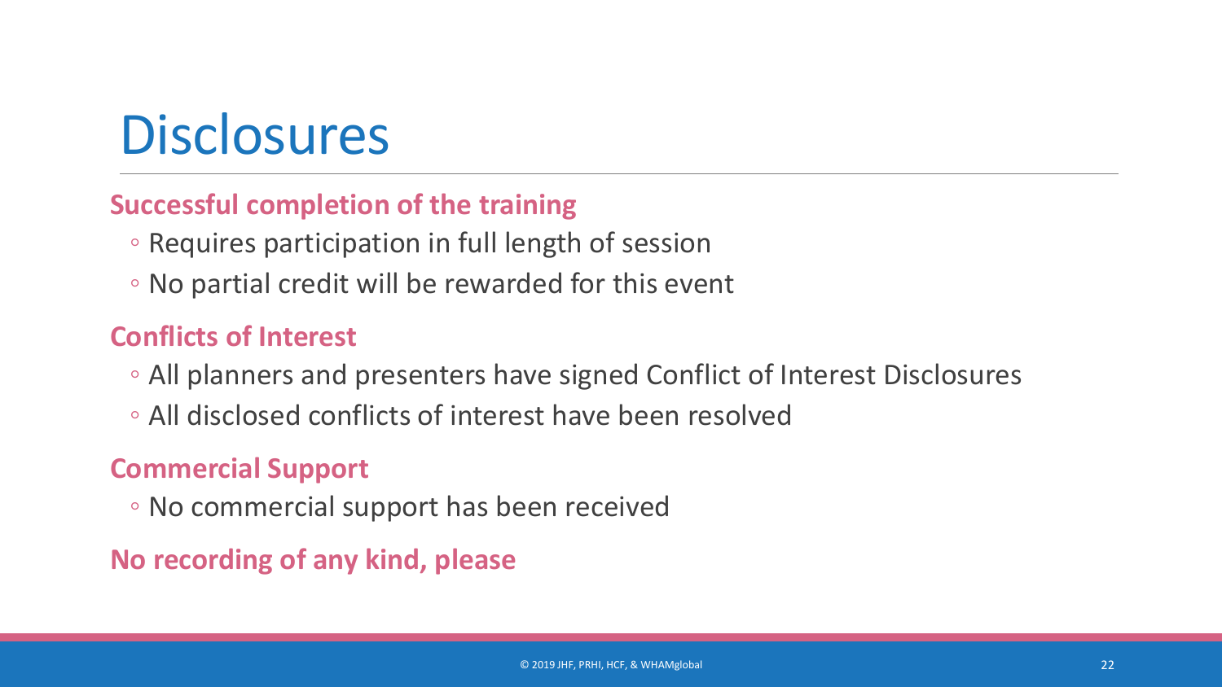# Disclosures

**Successful completion of the training**

- Requires participation in full length of session
- No partial credit will be rewarded for this event

**Conflicts of Interest**

- All planners and presenters have signed Conflict of Interest Disclosures
- All disclosed conflicts of interest have been resolved

**Commercial Support**

- No commercial support has been received

**No recording of any kind, please**